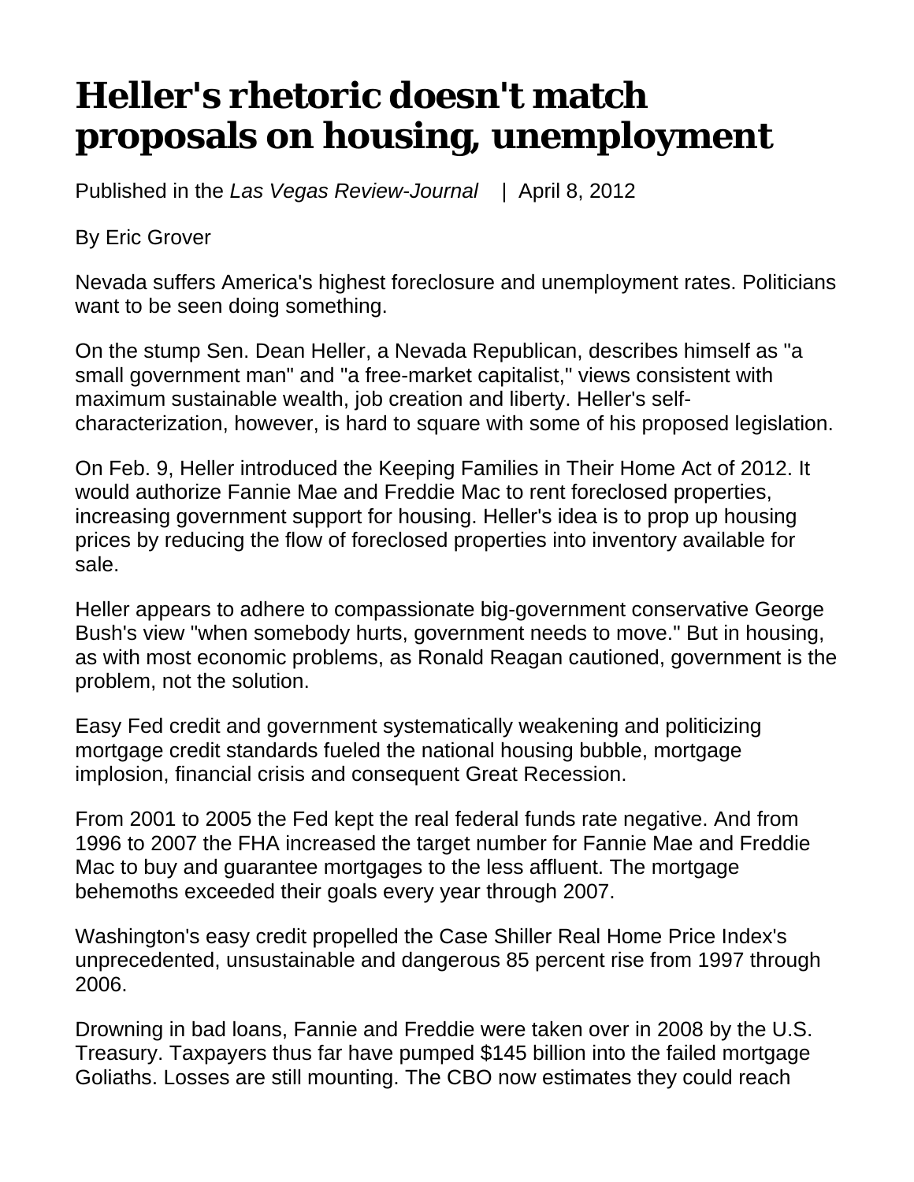# Heller's rhetoric doesn't match proposals on housing, unemployment

Published in the *Las Vegas Review-Journal* | April 8, 2012

By Eric Grover

Nevada suffers America's highest foreclosure and unemployment rates. Politicians want to be seen doing something.

On the stump Sen. Dean Heller, a Nevada Republican, describes himself as "a small government man" and "a free-market capitalist," views consistent with maximum sustainable wealth, job creation and liberty. Heller's self-characterization, however, is hard to square with some of his proposed legislation.

On Feb. 9, Heller introduced the Keeping Families in Their Home Act of 2012. It would authorize Fannie Mae and Freddie Mac to rent foreclosed properties, increasing government support for housing. Heller's idea is to prop up housing prices by reducing the flow of foreclosed properties into inventory available for sale.

Heller appears to adhere to compassionate big-government conservative George Bush's view "when somebody hurts, government needs to move." But in housing, as with most economic problems, as Ronald Reagan cautioned, government is the problem, not the solution.

Easy Fed credit and government systematically weakening and politicizing mortgage credit standards fueled the national housing bubble, mortgage implosion, financial crisis and consequent Great Recession.

From 2001 to 2005 the Fed kept the real federal funds rate negative. And from 1996 to 2007 the FHA increased the target number for Fannie Mae and Freddie Mac to buy and guarantee mortgages to the less affluent. The mortgage behemoths exceeded their goals every year through 2007.

Washington's easy credit propelled the Case Shiller Real Home Price Index's unprecedented, unsustainable and dangerous 85 percent rise from 1997 through 2006.

Drowning in bad loans, Fannie and Freddie were taken over in 2008 by the U.S. Treasury. Taxpayers thus far have pumped $145 billion into the failed mortgage Goliaths. Losses are still mounting. The CBO now estimates they could reach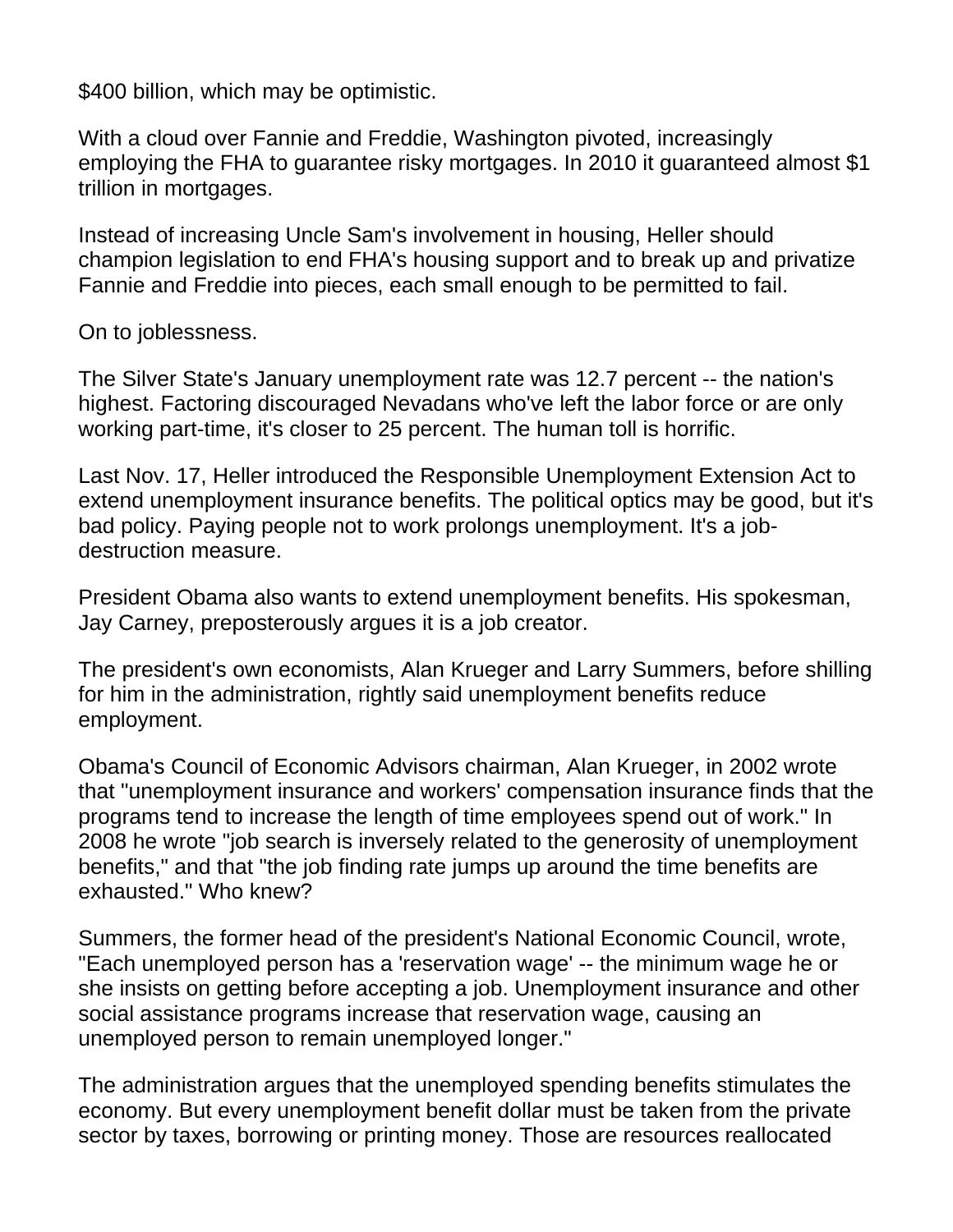$400 billion, which may be optimistic.

With a cloud over Fannie and Freddie, Washington pivoted, increasingly employing the FHA to guarantee risky mortgages. In 2010 it guaranteed almost $1 trillion in mortgages.

Instead of increasing Uncle Sam's involvement in housing, Heller should champion legislation to end FHA's housing support and to break up and privatize Fannie and Freddie into pieces, each small enough to be permitted to fail.

On to joblessness.

The Silver State's January unemployment rate was 12.7 percent -- the nation's highest. Factoring discouraged Nevadans who've left the labor force or are only working part-time, it's closer to 25 percent. The human toll is horrific.

Last Nov. 17, Heller introduced the Responsible Unemployment Extension Act to extend unemployment insurance benefits. The political optics may be good, but it's bad policy. Paying people not to work prolongs unemployment. It's a job-destruction measure.

President Obama also wants to extend unemployment benefits. His spokesman, Jay Carney, preposterously argues it is a job creator.

The president's own economists, Alan Krueger and Larry Summers, before shilling for him in the administration, rightly said unemployment benefits reduce employment.

Obama's Council of Economic Advisors chairman, Alan Krueger, in 2002 wrote that "unemployment insurance and workers' compensation insurance finds that the programs tend to increase the length of time employees spend out of work." In 2008 he wrote "job search is inversely related to the generosity of unemployment benefits," and that "the job finding rate jumps up around the time benefits are exhausted." Who knew?

Summers, the former head of the president's National Economic Council, wrote, "Each unemployed person has a 'reservation wage' -- the minimum wage he or she insists on getting before accepting a job. Unemployment insurance and other social assistance programs increase that reservation wage, causing an unemployed person to remain unemployed longer."

The administration argues that the unemployed spending benefits stimulates the economy. But every unemployment benefit dollar must be taken from the private sector by taxes, borrowing or printing money. Those are resources reallocated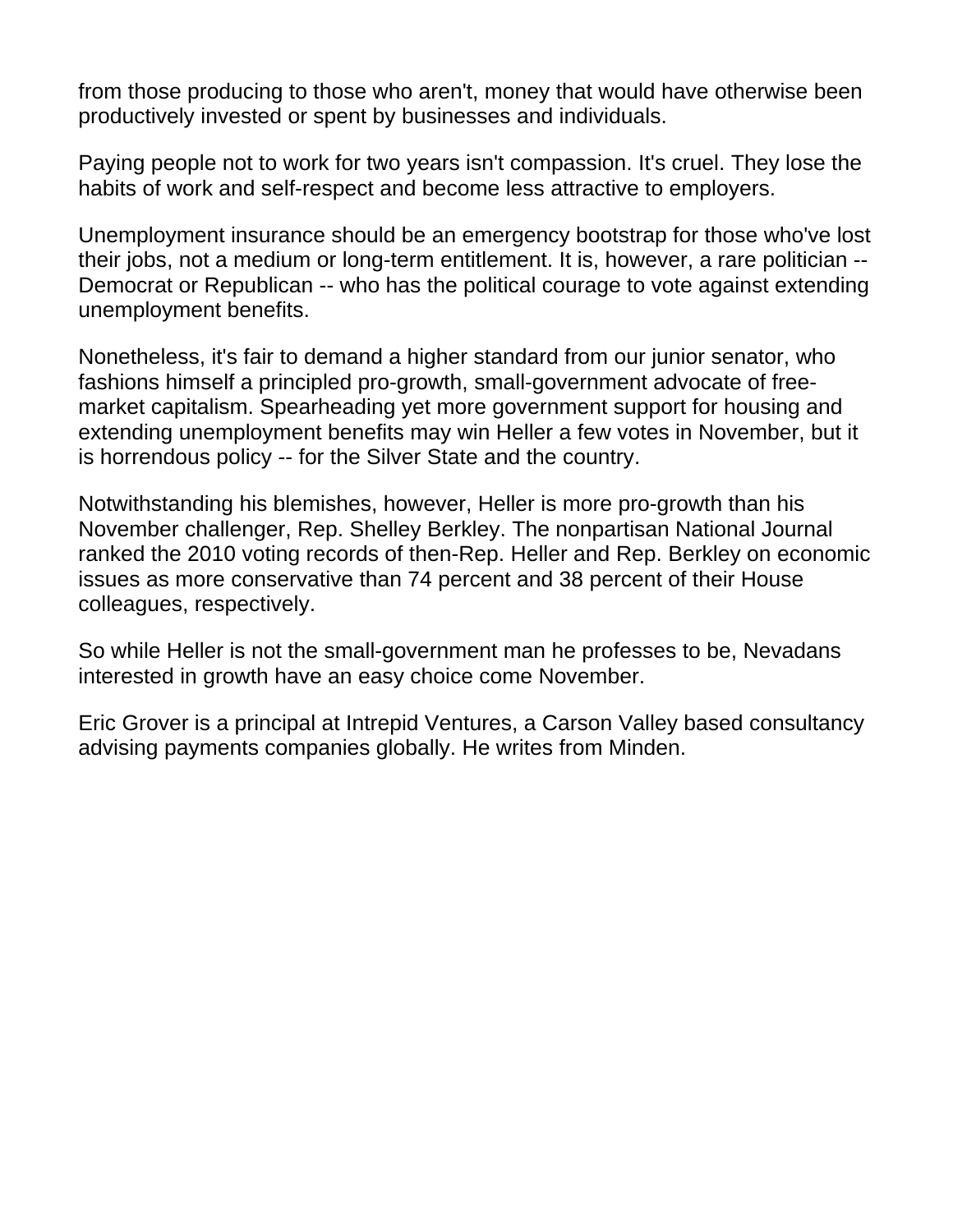from those producing to those who aren't, money that would have otherwise been productively invested or spent by businesses and individuals.

Paying people not to work for two years isn't compassion. It's cruel. They lose the habits of work and self-respect and become less attractive to employers.

Unemployment insurance should be an emergency bootstrap for those who've lost their jobs, not a medium or long-term entitlement. It is, however, a rare politician -- Democrat or Republican -- who has the political courage to vote against extending unemployment benefits.

Nonetheless, it's fair to demand a higher standard from our junior senator, who fashions himself a principled pro-growth, small-government advocate of free-market capitalism. Spearheading yet more government support for housing and extending unemployment benefits may win Heller a few votes in November, but it is horrendous policy -- for the Silver State and the country.

Notwithstanding his blemishes, however, Heller is more pro-growth than his November challenger, Rep. Shelley Berkley. The nonpartisan National Journal ranked the 2010 voting records of then-Rep. Heller and Rep. Berkley on economic issues as more conservative than 74 percent and 38 percent of their House colleagues, respectively.

So while Heller is not the small-government man he professes to be, Nevadans interested in growth have an easy choice come November.

Eric Grover is a principal at Intrepid Ventures, a Carson Valley based consultancy advising payments companies globally. He writes from Minden.